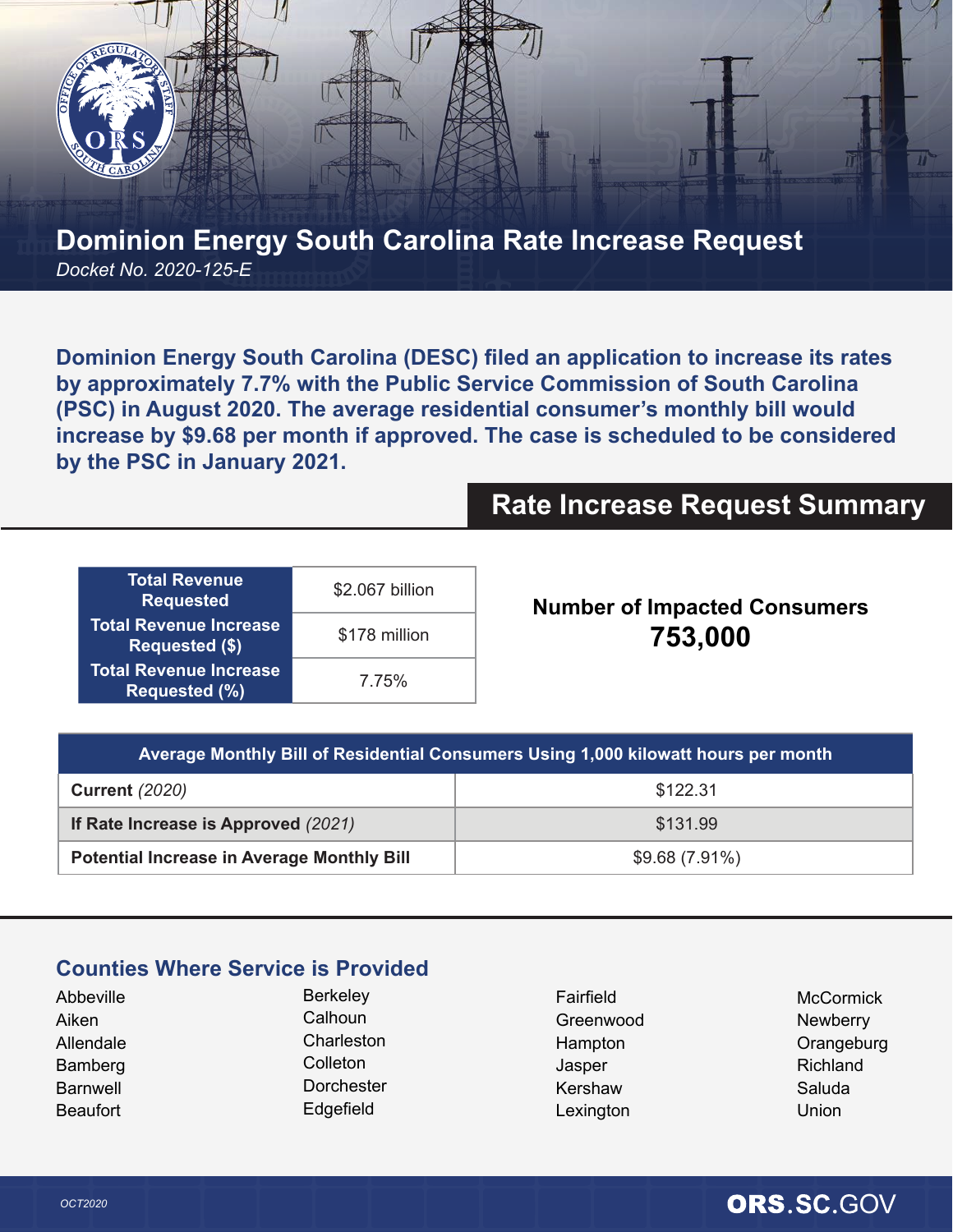# Dominion Energy South Carolina Rate Increase Request

*Docket No. 2020-125-E*

**Dominion Energy South Carolina (DESC) filed an application to increase its rates by approximately 7.7% with the Public Service Commission of South Carolina (PSC) in August 2020. The average residential consumer's monthly bill would increase by $9.68 per month if approved. The case is scheduled to be considered by the PSC in January 2021.**

## Rate Increase Request Summary

| | |
|---|---|
| **Total Revenue Requested** | $2.067 billion |
| **Total Revenue Increase Requested ($)** | $178 million |
| **Total Revenue Increase Requested (%)** | 7.75% |

**Number of Impacted Consumers**
**753,000**

| Average Monthly Bill of Residential Consumers Using 1,000 kilowatt hours per month | |
|---|---|
| **Current** *(2020)* | $122.31 |
| **If Rate Increase is Approved** *(2021)* | $131.99 |
| **Potential Increase in Average Monthly Bill** | $9.68 (7.91%) |

## Counties Where Service is Provided

- Abbeville
- Aiken
- Allendale
- Bamberg
- Barnwell
- Beaufort
- Berkeley
- Calhoun
- Charleston
- Colleton
- Dorchester
- Edgefield
- Fairfield
- Greenwood
- Hampton
- Jasper
- Kershaw
- Lexington
- McCormick
- Newberry
- Orangeburg
- Richland
- Saluda
- Union

OCT2020

ORS.SC.GOV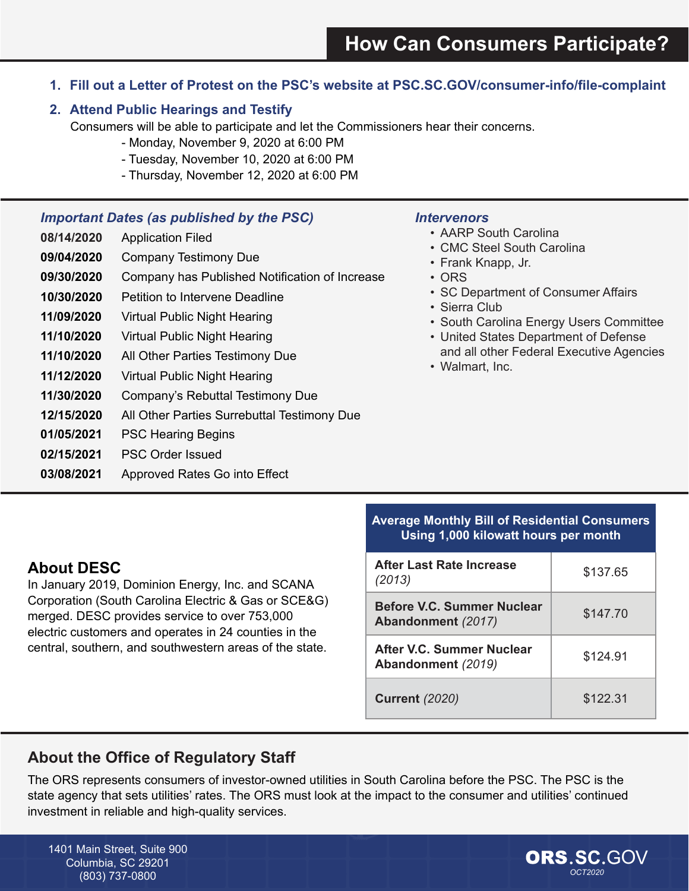## How Can Consumers Participate?

1. **Fill out a Letter of Protest on the PSC's website at PSC.SC.GOV/consumer-info/file-complaint**
2. **Attend Public Hearings and Testify**

   Consumers will be able to participate and let the Commissioners hear their concerns.

   - Monday, November 9, 2020 at 6:00 PM
   - Tuesday, November 10, 2020 at 6:00 PM
   - Thursday, November 12, 2020 at 6:00 PM

### *Important Dates (as published by the PSC)*

| | |
|---|---|
| **08/14/2020** | Application Filed |
| **09/04/2020** | Company Testimony Due |
| **09/30/2020** | Company has Published Notification of Increase |
| **10/30/2020** | Petition to Intervene Deadline |
| **11/09/2020** | Virtual Public Night Hearing |
| **11/10/2020** | Virtual Public Night Hearing |
| **11/10/2020** | All Other Parties Testimony Due |
| **11/12/2020** | Virtual Public Night Hearing |
| **11/30/2020** | Company's Rebuttal Testimony Due |
| **12/15/2020** | All Other Parties Surrebuttal Testimony Due |
| **01/05/2021** | PSC Hearing Begins |
| **02/15/2021** | PSC Order Issued |
| **03/08/2021** | Approved Rates Go into Effect |

### *Intervenors*

- AARP South Carolina
- CMC Steel South Carolina
- Frank Knapp, Jr.
- ORS
- SC Department of Consumer Affairs
- Sierra Club
- South Carolina Energy Users Committee
- United States Department of Defense and all other Federal Executive Agencies
- Walmart, Inc.

### About DESC

In January 2019, Dominion Energy, Inc. and SCANA Corporation (South Carolina Electric & Gas or SCE&G) merged. DESC provides service to over 753,000 electric customers and operates in 24 counties in the central, southern, and southwestern areas of the state.

| Average Monthly Bill of Residential Consumers Using 1,000 kilowatt hours per month | |
|---|---|
| **After Last Rate Increase** *(2013)* | $137.65 |
| **Before V.C. Summer Nuclear Abandonment** *(2017)* | $147.70 |
| **After V.C. Summer Nuclear Abandonment** *(2019)* | $124.91 |
| **Current** *(2020)* | $122.31 |

### About the Office of Regulatory Staff

The ORS represents consumers of investor-owned utilities in South Carolina before the PSC. The PSC is the state agency that sets utilities' rates. The ORS must look at the impact to the consumer and utilities' continued investment in reliable and high-quality services.

1401 Main Street, Suite 900
Columbia, SC 29201
(803) 737-0800

**ORS.SC.GOV**
*OCT2020*